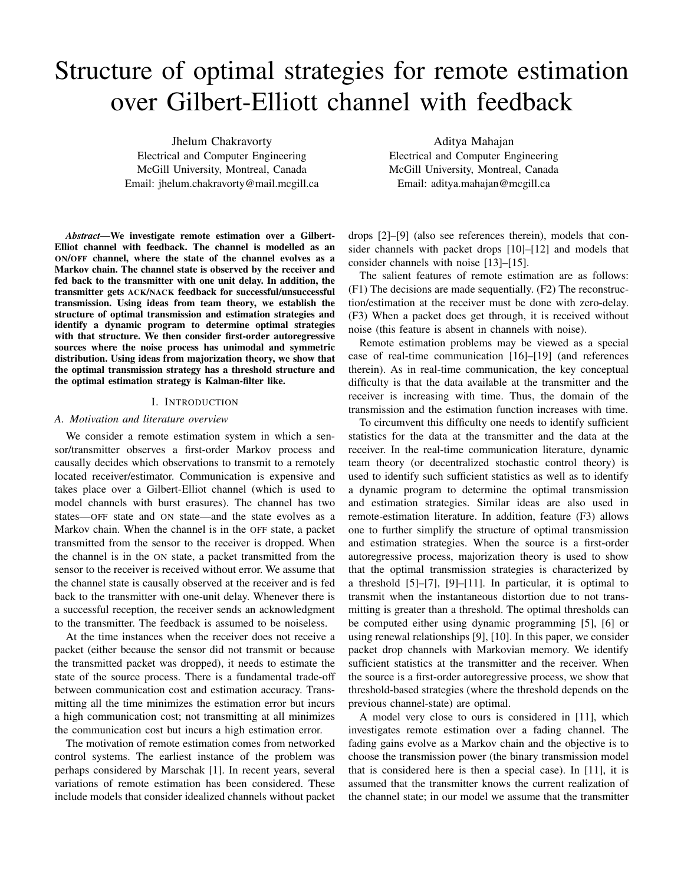# Structure of optimal strategies for remote estimation over Gilbert-Elliott channel with feedback

Jhelum Chakravorty
Electrical and Computer Engineering
McGill University, Montreal, Canada
Email: jhelum.chakravorty@mail.mcgill.ca

Aditya Mahajan
Electrical and Computer Engineering
McGill University, Montreal, Canada
Email: aditya.mahajan@mcgill.ca

***Abstract*—We investigate remote estimation over a Gilbert-Elliot channel with feedback. The channel is modelled as an ON/OFF channel, where the state of the channel evolves as a Markov chain. The channel state is observed by the receiver and fed back to the transmitter with one unit delay. In addition, the transmitter gets ACK/NACK feedback for successful/unsuccessful transmission. Using ideas from team theory, we establish the structure of optimal transmission and estimation strategies and identify a dynamic program to determine optimal strategies with that structure. We then consider first-order autoregressive sources where the noise process has unimodal and symmetric distribution. Using ideas from majorization theory, we show that the optimal transmission strategy has a threshold structure and the optimal estimation strategy is Kalman-filter like.**

## I. Introduction

### A. Motivation and literature overview

We consider a remote estimation system in which a sensor/transmitter observes a first-order Markov process and causally decides which observations to transmit to a remotely located receiver/estimator. Communication is expensive and takes place over a Gilbert-Elliot channel (which is used to model channels with burst erasures). The channel has two states—OFF state and ON state—and the state evolves as a Markov chain. When the channel is in the OFF state, a packet transmitted from the sensor to the receiver is dropped. When the channel is in the ON state, a packet transmitted from the sensor to the receiver is received without error. We assume that the channel state is causally observed at the receiver and is fed back to the transmitter with one-unit delay. Whenever there is a successful reception, the receiver sends an acknowledgment to the transmitter. The feedback is assumed to be noiseless.

At the time instances when the receiver does not receive a packet (either because the sensor did not transmit or because the transmitted packet was dropped), it needs to estimate the state of the source process. There is a fundamental trade-off between communication cost and estimation accuracy. Transmitting all the time minimizes the estimation error but incurs a high communication cost; not transmitting at all minimizes the communication cost but incurs a high estimation error.

The motivation of remote estimation comes from networked control systems. The earliest instance of the problem was perhaps considered by Marschak [1]. In recent years, several variations of remote estimation has been considered. These include models that consider idealized channels without packet drops [2]–[9] (also see references therein), models that consider channels with packet drops [10]–[12] and models that consider channels with noise [13]–[15].

The salient features of remote estimation are as follows: (F1) The decisions are made sequentially. (F2) The reconstruction/estimation at the receiver must be done with zero-delay. (F3) When a packet does get through, it is received without noise (this feature is absent in channels with noise).

Remote estimation problems may be viewed as a special case of real-time communication [16]–[19] (and references therein). As in real-time communication, the key conceptual difficulty is that the data available at the transmitter and the receiver is increasing with time. Thus, the domain of the transmission and the estimation function increases with time.

To circumvent this difficulty one needs to identify sufficient statistics for the data at the transmitter and the data at the receiver. In the real-time communication literature, dynamic team theory (or decentralized stochastic control theory) is used to identify such sufficient statistics as well as to identify a dynamic program to determine the optimal transmission and estimation strategies. Similar ideas are also used in remote-estimation literature. In addition, feature (F3) allows one to further simplify the structure of optimal transmission and estimation strategies. When the source is a first-order autoregressive process, majorization theory is used to show that the optimal transmission strategies is characterized by a threshold [5]–[7], [9]–[11]. In particular, it is optimal to transmit when the instantaneous distortion due to not transmitting is greater than a threshold. The optimal thresholds can be computed either using dynamic programming [5], [6] or using renewal relationships [9], [10]. In this paper, we consider packet drop channels with Markovian memory. We identify sufficient statistics at the transmitter and the receiver. When the source is a first-order autoregressive process, we show that threshold-based strategies (where the threshold depends on the previous channel-state) are optimal.

A model very close to ours is considered in [11], which investigates remote estimation over a fading channel. The fading gains evolve as a Markov chain and the objective is to choose the transmission power (the binary transmission model that is considered here is then a special case). In [11], it is assumed that the transmitter knows the current realization of the channel state; in our model we assume that the transmitter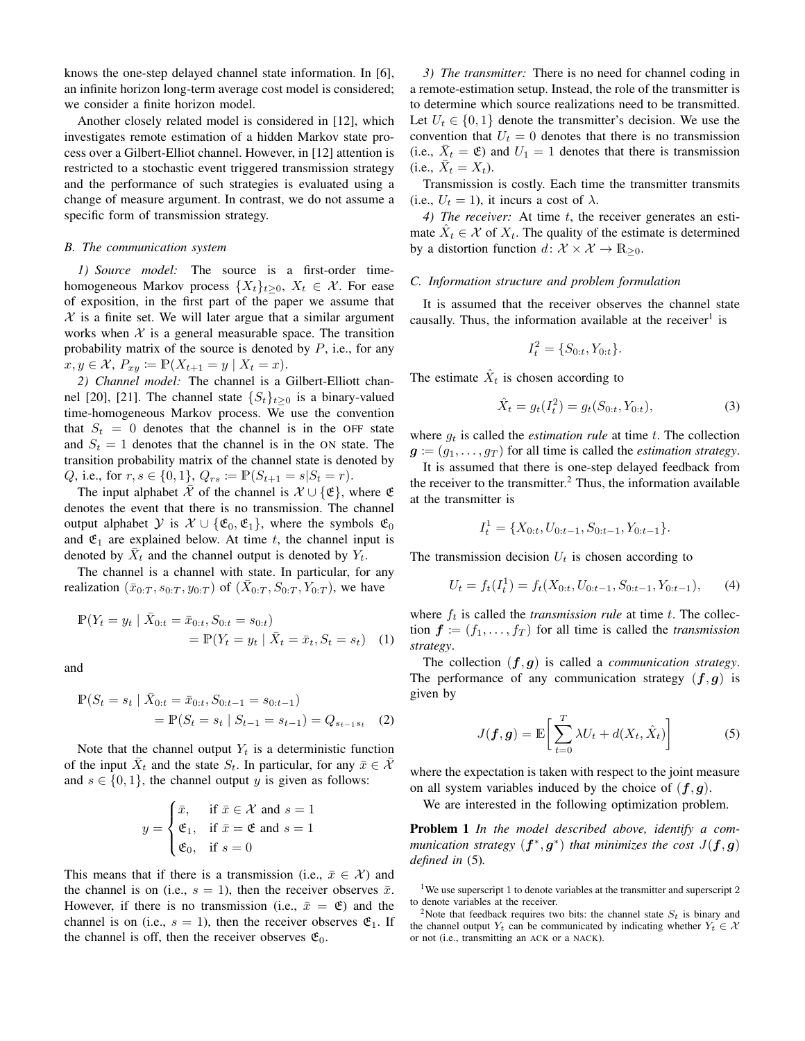knows the one-step delayed channel state information. In [6], an infinite horizon long-term average cost model is considered; we consider a finite horizon model.

Another closely related model is considered in [12], which investigates remote estimation of a hidden Markov state process over a Gilbert-Elliot channel. However, in [12] attention is restricted to a stochastic event triggered transmission strategy and the performance of such strategies is evaluated using a change of measure argument. In contrast, we do not assume a specific form of transmission strategy.

### B. The communication system

*1) Source model:* The source is a first-order time-homogeneous Markov process $\{X_t\}_{t \geq 0}$, $X_t \in \mathcal{X}$. For ease of exposition, in the first part of the paper we assume that $\mathcal{X}$ is a finite set. We will later argue that a similar argument works when $\mathcal{X}$ is a general measurable space. The transition probability matrix of the source is denoted by $P$, i.e., for any $x, y \in \mathcal{X}$, $P_{xy} := \mathbb{P}(X_{t+1} = y \mid X_t = x)$.

*2) Channel model:* The channel is a Gilbert-Elliott channel [20], [21]. The channel state $\{S_t\}_{t \geq 0}$ is a binary-valued time-homogeneous Markov process. We use the convention that $S_t = 0$ denotes that the channel is in the OFF state and $S_t = 1$ denotes that the channel is in the ON state. The transition probability matrix of the channel state is denoted by $Q$, i.e., for $r, s \in \{0, 1\}$, $Q_{rs} := \mathbb{P}(S_{t+1} = s | S_t = r)$.

The input alphabet $\bar{\mathcal{X}}$ of the channel is $\mathcal{X} \cup \{\mathfrak{E}\}$, where $\mathfrak{E}$ denotes the event that there is no transmission. The channel output alphabet $\mathcal{Y}$ is $\mathcal{X} \cup \{\mathfrak{E}_0, \mathfrak{E}_1\}$, where the symbols $\mathfrak{E}_0$ and $\mathfrak{E}_1$ are explained below. At time $t$, the channel input is denoted by $\bar{X}_t$ and the channel output is denoted by $Y_t$.

The channel is a channel with state. In particular, for any realization $(\bar{x}_{0:T}, s_{0:T}, y_{0:T})$ of $(\bar{X}_{0:T}, S_{0:T}, Y_{0:T})$, we have

$$\begin{aligned}\mathbb{P}(Y_t = y_t \mid \bar{X}_{0:t} = \bar{x}_{0:t}, S_{0:t} = s_{0:t}) \\ = \mathbb{P}(Y_t = y_t \mid \bar{X}_t = \bar{x}_t, S_t = s_t)\end{aligned} \quad (1)$$

and

$$\begin{aligned}\mathbb{P}(S_t = s_t \mid \bar{X}_{0:t} = \bar{x}_{0:t}, S_{0:t-1} = s_{0:t-1}) \\ = \mathbb{P}(S_t = s_t \mid S_{t-1} = s_{t-1}) = Q_{s_{t-1}s_t}\end{aligned} \quad (2)$$

Note that the channel output $Y_t$ is a deterministic function of the input $\bar{X}_t$ and the state $S_t$. In particular, for any $\bar{x} \in \bar{\mathcal{X}}$ and $s \in \{0, 1\}$, the channel output $y$ is given as follows:

$$y = \begin{cases} \bar{x}, & \text{if } \bar{x} \in \mathcal{X} \text{ and } s = 1 \\ \mathfrak{E}_1, & \text{if } \bar{x} = \mathfrak{E} \text{ and } s = 1 \\ \mathfrak{E}_0, & \text{if } s = 0 \end{cases}$$

This means that if there is a transmission (i.e., $\bar{x} \in \mathcal{X}$) and the channel is on (i.e., $s = 1$), then the receiver observes $\bar{x}$. However, if there is no transmission (i.e., $\bar{x} = \mathfrak{E}$) and the channel is on (i.e., $s = 1$), then the receiver observes $\mathfrak{E}_1$. If the channel is off, then the receiver observes $\mathfrak{E}_0$.

*3) The transmitter:* There is no need for channel coding in a remote-estimation setup. Instead, the role of the transmitter is to determine which source realizations need to be transmitted. Let $U_t \in \{0, 1\}$ denote the transmitter's decision. We use the convention that $U_t = 0$ denotes that there is no transmission (i.e., $\bar{X}_t = \mathfrak{E}$) and $U_1 = 1$ denotes that there is transmission (i.e., $\bar{X}_t = X_t$).

Transmission is costly. Each time the transmitter transmits (i.e., $U_t = 1$), it incurs a cost of $\lambda$.

*4) The receiver:* At time $t$, the receiver generates an estimate $\hat{X}_t \in \mathcal{X}$ of $X_t$. The quality of the estimate is determined by a distortion function $d \colon \mathcal{X} \times \mathcal{X} \to \mathbb{R}_{\geq 0}$.

### C. Information structure and problem formulation

It is assumed that the receiver observes the channel state causally. Thus, the information available at the receiver[1] is

$$I_t^2 = \{S_{0:t}, Y_{0:t}\}.$$

The estimate $\hat{X}_t$ is chosen according to

$$\hat{X}_t = g_t(I_t^2) = g_t(S_{0:t}, Y_{0:t}), \quad (3)$$

where $g_t$ is called the *estimation rule* at time $t$. The collection $\boldsymbol{g} := (g_1, \dots, g_T)$ for all time is called the *estimation strategy*.

It is assumed that there is one-step delayed feedback from the receiver to the transmitter.[2] Thus, the information available at the transmitter is

$$I_t^1 = \{X_{0:t}, U_{0:t-1}, S_{0:t-1}, Y_{0:t-1}\}.$$

The transmission decision $U_t$ is chosen according to

$$U_t = f_t(I_t^1) = f_t(X_{0:t}, U_{0:t-1}, S_{0:t-1}, Y_{0:t-1}), \quad (4)$$

where $f_t$ is called the *transmission rule* at time $t$. The collection $\boldsymbol{f} := (f_1, \dots, f_T)$ for all time is called the *transmission strategy*.

The collection $(\boldsymbol{f}, \boldsymbol{g})$ is called a *communication strategy*. The performance of any communication strategy $(\boldsymbol{f}, \boldsymbol{g})$ is given by

$$J(\boldsymbol{f}, \boldsymbol{g}) = \mathbb{E}\bigg[\sum_{t=0}^{T} \lambda U_t + d(X_t, \hat{X}_t)\bigg] \quad (5)$$

where the expectation is taken with respect to the joint measure on all system variables induced by the choice of $(\boldsymbol{f}, \boldsymbol{g})$.

We are interested in the following optimization problem.

**Problem 1** *In the model described above, identify a communication strategy $(\boldsymbol{f}^*, \boldsymbol{g}^*)$ that minimizes the cost $J(\boldsymbol{f}, \boldsymbol{g})$ defined in* (5)*.*

[1] We use superscript 1 to denote variables at the transmitter and superscript 2 to denote variables at the receiver.

[2] Note that feedback requires two bits: the channel state $S_t$ is binary and the channel output $Y_t$ can be communicated by indicating whether $Y_t \in \mathcal{X}$ or not (i.e., transmitting an ACK or a NACK).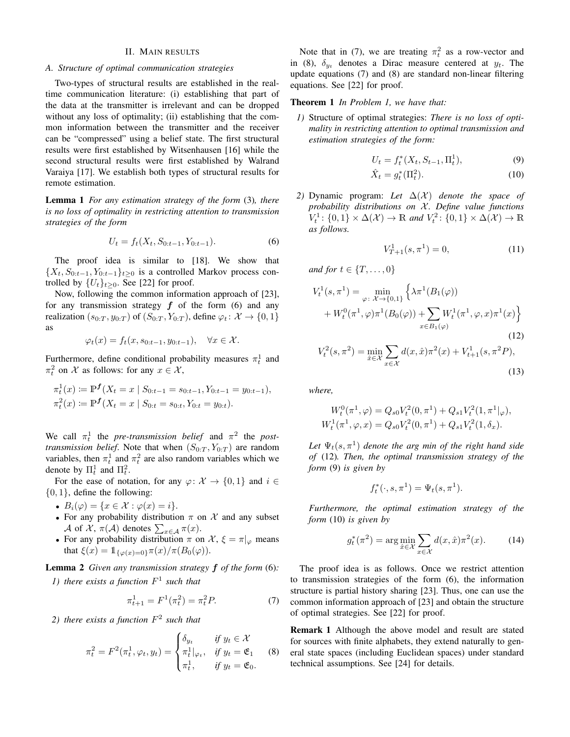## II. Main results

### A. Structure of optimal communication strategies

Two-types of structural results are established in the real-time communication literature: (i) establishing that part of the data at the transmitter is irrelevant and can be dropped without any loss of optimality; (ii) establishing that the common information between the transmitter and the receiver can be "compressed" using a belief state. The first structural results were first established by Witsenhausen [16] while the second structural results were first established by Walrand Varaiya [17]. We establish both types of structural results for remote estimation.

**Lemma 1** *For any estimation strategy of the form* (3)*, there is no loss of optimality in restricting attention to transmission strategies of the form*

$$U_t = f_t(X_t, S_{0:t-1}, Y_{0:t-1}). \tag{6}$$

The proof idea is similar to [18]. We show that $\{X_t, S_{0:t-1}, Y_{0:t-1}\}_{t\ge 0}$ is a controlled Markov process controlled by $\{U_t\}_{t\ge 0}$. See [22] for proof.

Now, following the common information approach of [23], for any transmission strategy $\boldsymbol{f}$ of the form (6) and any realization $(s_{0:T}, y_{0:T})$ of $(S_{0:T}, Y_{0:T})$, define $\varphi_t \colon \mathcal{X} \to \{0,1\}$ as

$$\varphi_t(x) = f_t(x, s_{0:t-1}, y_{0:t-1}), \quad \forall x \in \mathcal{X}.$$

Furthermore, define conditional probability measures $\pi^1_t$ and $\pi^2_t$ on $\mathcal{X}$ as follows: for any $x \in \mathcal{X}$,

$$\pi^1_t(x) \coloneqq \mathbb{P}^{\boldsymbol{f}}(X_t = x \mid S_{0:t-1} = s_{0:t-1}, Y_{0:t-1} = y_{0:t-1}),$$
$$\pi^2_t(x) \coloneqq \mathbb{P}^{\boldsymbol{f}}(X_t = x \mid S_{0:t} = s_{0:t}, Y_{0:t} = y_{0:t}).$$

We call $\pi^1_t$ the *pre-transmission belief* and $\pi^2$ the *post-transmission belief*. Note that when $(S_{0:T}, Y_{0:T})$ are random variables, then $\pi^1_t$ and $\pi^2_t$ are also random variables which we denote by $\Pi^1_t$ and $\Pi^2_t$.

For the ease of notation, for any $\varphi \colon \mathcal{X} \to \{0,1\}$ and $i \in \{0,1\}$, define the following:

- $B_i(\varphi) = \{x \in \mathcal{X} : \varphi(x) = i\}$.
- For any probability distribution $\pi$ on $\mathcal{X}$ and any subset $\mathcal{A}$ of $\mathcal{X}$, $\pi(\mathcal{A})$ denotes $\sum_{x\in\mathcal{A}} \pi(x)$.
- For any probability distribution $\pi$ on $\mathcal{X}$, $\xi = \pi|_\varphi$ means that $\xi(x) = \mathbb{1}_{\{\varphi(x)=0\}}\pi(x)/\pi(B_0(\varphi))$.

**Lemma 2** *Given any transmission strategy $\boldsymbol{f}$ of the form* (6)*:*

*1) there exists a function $F^1$ such that*

$$\pi^1_{t+1} = F^1(\pi^2_t) = \pi^2_t P. \tag{7}$$

*2) there exists a function $F^2$ such that*

$$\pi^2_t = F^2(\pi^1_t, \varphi_t, y_t) = \begin{cases} \delta_{y_t} & \text{if } y_t \in \mathcal{X} \\ \pi^1_t|_{\varphi_t}, & \text{if } y_t = \mathfrak{E}_1 \\ \pi^1_t, & \text{if } y_t = \mathfrak{E}_0. \end{cases} \tag{8}$$

Note that in (7), we are treating $\pi^2_t$ as a row-vector and in (8), $\delta_{y_t}$ denotes a Dirac measure centered at $y_t$. The update equations (7) and (8) are standard non-linear filtering equations. See [22] for proof.

**Theorem 1** *In Problem 1, we have that:*

1) Structure of optimal strategies: *There is no loss of optimality in restricting attention to optimal transmission and estimation strategies of the form:*

$$U_t = f^*_t(X_t, S_{t-1}, \Pi^1_t), \tag{9}$$
$$\hat{X}_t = g^*_t(\Pi^2_t). \tag{10}$$

2) Dynamic program: *Let $\Delta(\mathcal{X})$ denote the space of probability distributions on $\mathcal{X}$. Define value functions $V^1_t \colon \{0,1\} \times \Delta(\mathcal{X}) \to \mathbb{R}$ and $V^2_t \colon \{0,1\} \times \Delta(\mathcal{X}) \to \mathbb{R}$ as follows.*

$$V^1_{T+1}(s, \pi^1) = 0, \tag{11}$$

*and for $t \in \{T, \dots, 0\}$*

$$V^1_t(s, \pi^1) = \min_{\varphi \colon \mathcal{X} \to \{0,1\}} \Big\{ \lambda \pi^1(B_1(\varphi)) + W^0_t(\pi^1, \varphi)\pi^1(B_0(\varphi)) + \sum_{x \in B_1(\varphi)} W^1_t(\pi^1, \varphi, x)\pi^1(x) \Big\} \tag{12}$$

$$V^2_t(s, \pi^2) = \min_{\hat{x}\in\mathcal{X}} \sum_{x\in\mathcal{X}} d(x, \hat{x})\pi^2(x) + V^1_{t+1}(s, \pi^2 P), \tag{13}$$

*where,*

$$W^0_t(\pi^1, \varphi) = Q_{s0} V^2_t(0, \pi^1) + Q_{s1} V^2_t(1, \pi^1|_\varphi),$$
$$W^1_t(\pi^1, \varphi, x) = Q_{s0} V^2_t(0, \pi^1) + Q_{s1} V^2_t(1, \delta_x).$$

*Let $\Psi_t(s, \pi^1)$ denote the arg min of the right hand side of* (12)*. Then, the optimal transmission strategy of the form* (9) *is given by*

$$f^*_t(\cdot, s, \pi^1) = \Psi_t(s, \pi^1).$$

*Furthermore, the optimal estimation strategy of the form* (10) *is given by*

$$g^*_t(\pi^2) = \arg\min_{\hat{x}\in\mathcal{X}} \sum_{x\in\mathcal{X}} d(x, \hat{x})\pi^2(x). \tag{14}$$

The proof idea is as follows. Once we restrict attention to transmission strategies of the form (6), the information structure is partial history sharing [23]. Thus, one can use the common information approach of [23] and obtain the structure of optimal strategies. See [22] for proof.

**Remark 1** Although the above model and result are stated for sources with finite alphabets, they extend naturally to general state spaces (including Euclidean spaces) under standard technical assumptions. See [24] for details.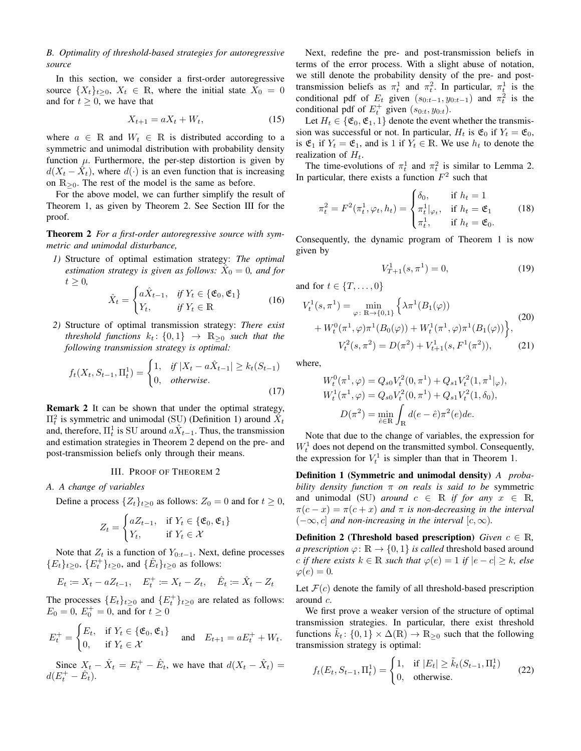### B. Optimality of threshold-based strategies for autoregressive source

In this section, we consider a first-order autoregressive source $\{X_t\}_{t\geq 0}$, $X_t \in \mathbb{R}$, where the initial state $X_0 = 0$ and for $t \geq 0$, we have that

$$X_{t+1} = aX_t + W_t, \tag{15}$$

where $a \in \mathbb{R}$ and $W_t \in \mathbb{R}$ is distributed according to a symmetric and unimodal distribution with probability density function $\mu$. Furthermore, the per-step distortion is given by $d(X_t - \hat{X}_t)$, where $d(\cdot)$ is an even function that is increasing on $\mathbb{R}_{\geq 0}$. The rest of the model is the same as before.

For the above model, we can further simplify the result of Theorem 1, as given by Theorem 2. See Section III for the proof.

**Theorem 2** *For a first-order autoregressive source with symmetric and unimodal disturbance,*

1) Structure of optimal estimation strategy: *The optimal estimation strategy is given as follows: $\hat{X}_0 = 0$, and for $t \geq 0$,*

$$\hat{X}_t = \begin{cases} a\hat{X}_{t-1}, & \text{if } Y_t \in \{\mathfrak{E}_0, \mathfrak{E}_1\} \\ Y_t, & \text{if } Y_t \in \mathbb{R} \end{cases} \tag{16}$$

2) Structure of optimal transmission strategy: *There exist threshold functions $k_t \colon \{0,1\} \to \mathbb{R}_{\geq 0}$ such that the following transmission strategy is optimal:*

$$f_t(X_t, S_{t-1}, \Pi^1_t) = \begin{cases} 1, & \text{if } |X_t - a\hat{X}_{t-1}| \geq k_t(S_{t-1}) \\ 0, & \text{otherwise}. \end{cases} \tag{17}$$

**Remark 2** It can be shown that under the optimal strategy, $\Pi^2_t$ is symmetric and unimodal (SU) (Definition 1) around $\hat{X}_t$ and, therefore, $\Pi^1_t$ is SU around $a\hat{X}_{t-1}$. Thus, the transmission and estimation strategies in Theorem 2 depend on the pre- and post-transmission beliefs only through their means.

## III. Proof of Theorem 2

### A. A change of variables

Define a process $\{Z_t\}_{t\geq 0}$ as follows: $Z_0 = 0$ and for $t \geq 0$,

$$Z_t = \begin{cases} aZ_{t-1}, & \text{if } Y_t \in \{\mathfrak{E}_0, \mathfrak{E}_1\} \\ Y_t, & \text{if } Y_t \in \mathcal{X} \end{cases}$$

Note that $Z_t$ is a function of $Y_{0:t-1}$. Next, define processes $\{E_t\}_{t\geq 0}$, $\{E^+_t\}_{t\geq 0}$, and $\{\hat{E}_t\}_{t\geq 0}$ as follows:

$$E_t := X_t - aZ_{t-1}, \quad E^+_t := X_t - Z_t, \quad \hat{E}_t := \hat{X}_t - Z_t$$

The processes $\{E_t\}_{t\geq 0}$ and $\{E^+_t\}_{t\geq 0}$ are related as follows: $E_0 = 0$, $E^+_0 = 0$, and for $t \geq 0$

$$E^+_t = \begin{cases} E_t, & \text{if } Y_t \in \{\mathfrak{E}_0, \mathfrak{E}_1\} \\ 0, & \text{if } Y_t \in \mathcal{X} \end{cases} \quad \text{and} \quad E_{t+1} = aE^+_t + W_t.$$

Since $X_t - \hat{X}_t = E^+_t - \hat{E}_t$, we have that $d(X_t - \hat{X}_t) = d(E^+_t - \hat{E}_t)$.

Next, redefine the pre- and post-transmission beliefs in terms of the error process. With a slight abuse of notation, we still denote the probability density of the pre- and post-transmission beliefs as $\pi^1_t$ and $\pi^2_t$. In particular, $\pi^1_t$ is the conditional pdf of $E_t$ given $(s_{0:t-1}, y_{0:t-1})$ and $\pi^2_t$ is the conditional pdf of $E^+_t$ given $(s_{0:t}, y_{0:t})$.

Let $H_t \in \{\mathfrak{E}_0, \mathfrak{E}_1, 1\}$ denote the event whether the transmission was successful or not. In particular, $H_t$ is $\mathfrak{E}_0$ if $Y_t = \mathfrak{E}_0$, is $\mathfrak{E}_1$ if $Y_t = \mathfrak{E}_1$, and is 1 if $Y_t \in \mathbb{R}$. We use $h_t$ to denote the realization of $H_t$.

The time-evolutions of $\pi^1_t$ and $\pi^2_t$ is similar to Lemma 2. In particular, there exists a function $F^2$ such that

$$\pi^2_t = F^2(\pi^1_t, \varphi_t, h_t) = \begin{cases} \delta_0, & \text{if } h_t = 1 \\ \pi^1_t|_{\varphi_t}, & \text{if } h_t = \mathfrak{E}_1 \\ \pi^1_t, & \text{if } h_t = \mathfrak{E}_0. \end{cases} \tag{18}$$

Consequently, the dynamic program of Theorem 1 is now given by

$$V^1_{T+1}(s, \pi^1) = 0, \tag{19}$$

and for $t \in \{T, \dots, 0\}$

$$\begin{aligned} V^1_t(s, \pi^1) = \min_{\varphi \colon \mathbb{R} \to \{0,1\}} \Big\{ &\lambda \pi^1(B_1(\varphi)) \\ &+ W^0_t(\pi^1, \varphi)\pi^1(B_0(\varphi)) + W^1_t(\pi^1, \varphi)\pi^1(B_1(\varphi)) \Big\}, \end{aligned} \tag{20}$$

$$V^2_t(s, \pi^2) = D(\pi^2) + V^1_{t+1}(s, F^1(\pi^2)), \tag{21}$$

where,

$$\begin{aligned} W^0_t(\pi^1, \varphi) &= Q_{s0} V^2_t(0, \pi^1) + Q_{s1} V^2_t(1, \pi^1|_\varphi), \\ W^1_t(\pi^1, \varphi) &= Q_{s0} V^2_t(0, \pi^1) + Q_{s1} V^2_t(1, \delta_0), \\ D(\pi^2) &= \min_{\hat{e} \in \mathbb{R}} \int_{\mathbb{R}} d(e - \hat{e}) \pi^2(e) de. \end{aligned}$$

Note that due to the change of variables, the expression for $W^1_t$ does not depend on the transmitted symbol. Consequently, the expression for $V^1_t$ is simpler than that in Theorem 1.

**Definition 1 (Symmetric and unimodal density)** *A probability density function $\pi$ on reals is said to be* symmetric and unimodal (SU) *around $c \in \mathbb{R}$ if for any $x \in \mathbb{R}$, $\pi(c - x) = \pi(c + x)$ and $\pi$ is non-decreasing in the interval $(-\infty, c]$ and non-increasing in the interval $[c, \infty)$.*

**Definition 2 (Threshold based prescription)** *Given $c \in \mathbb{R}$, a prescription $\varphi \colon \mathbb{R} \to \{0,1\}$ is called* threshold based around $c$ *if there exists $k \in \mathbb{R}$ such that $\varphi(e) = 1$ if $|e - c| \geq k$, else $\varphi(e) = 0$.*

Let $\mathcal{F}(c)$ denote the family of all threshold-based prescription around $c$.

We first prove a weaker version of the structure of optimal transmission strategies. In particular, there exist threshold functions $\tilde{k}_t \colon \{0,1\} \times \Delta(\mathbb{R}) \to \mathbb{R}_{\geq 0}$ such that the following transmission strategy is optimal:

$$f_t(E_t, S_{t-1}, \Pi^1_t) = \begin{cases} 1, & \text{if } |E_t| \geq \tilde{k}_t(S_{t-1}, \Pi^1_t) \\ 0, & \text{otherwise}. \end{cases} \tag{22}$$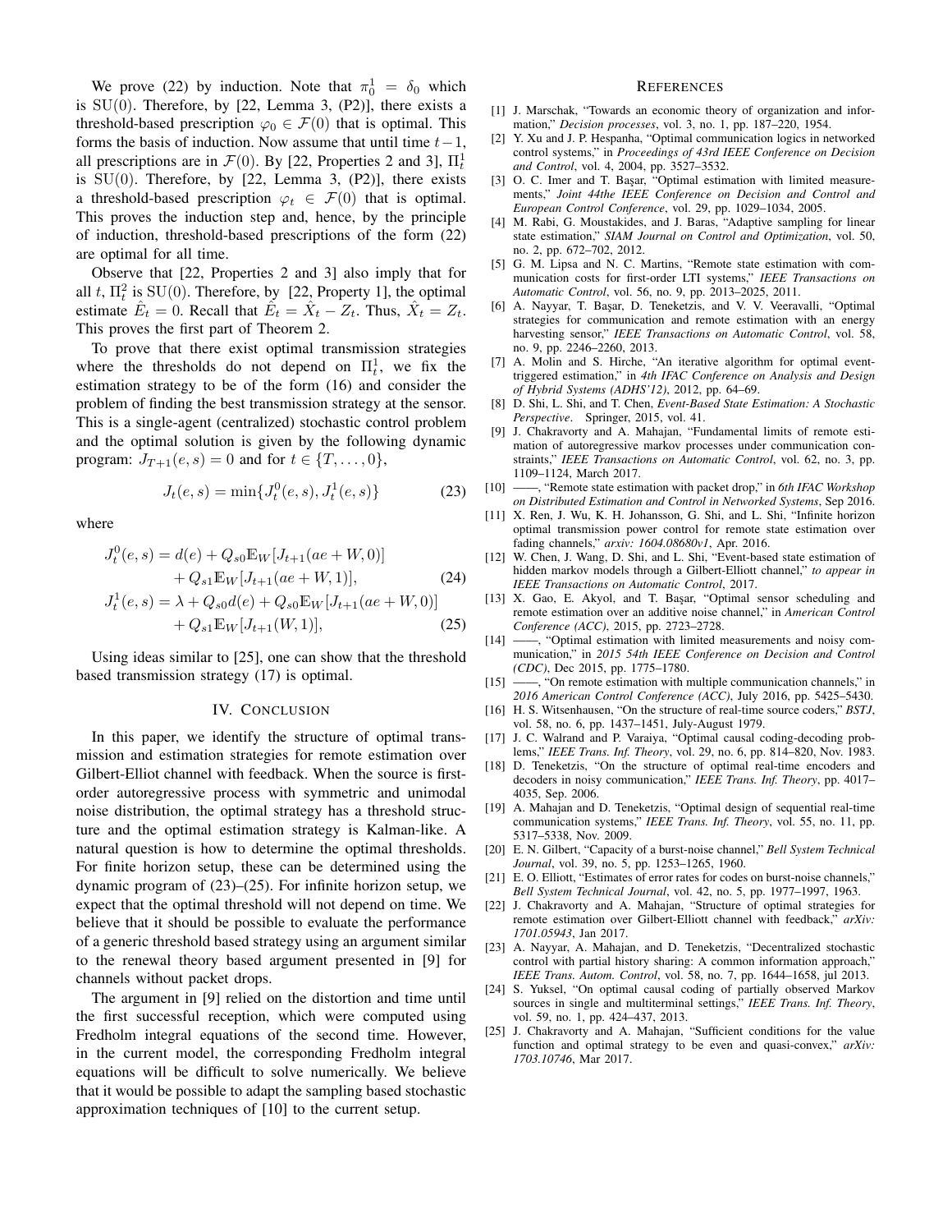We prove (22) by induction. Note that $\pi_0^1 = \delta_0$ which is $\mathrm{SU}(0)$. Therefore, by [22, Lemma 3, (P2)], there exists a threshold-based prescription $\varphi_0 \in \mathcal{F}(0)$ that is optimal. This forms the basis of induction. Now assume that until time $t-1$, all prescriptions are in $\mathcal{F}(0)$. By [22, Properties 2 and 3], $\Pi_t^1$ is $\mathrm{SU}(0)$. Therefore, by [22, Lemma 3, (P2)], there exists a threshold-based prescription $\varphi_t \in \mathcal{F}(0)$ that is optimal. This proves the induction step and, hence, by the principle of induction, threshold-based prescriptions of the form (22) are optimal for all time.

Observe that [22, Properties 2 and 3] also imply that for all $t$, $\Pi_t^2$ is $\mathrm{SU}(0)$. Therefore, by [22, Property 1], the optimal estimate $\hat{E}_t = 0$. Recall that $\hat{E}_t = \hat{X}_t - Z_t$. Thus, $\hat{X}_t = Z_t$. This proves the first part of Theorem 2.

To prove that there exist optimal transmission strategies where the thresholds do not depend on $\Pi_t^1$, we fix the estimation strategy to be of the form (16) and consider the problem of finding the best transmission strategy at the sensor. This is a single-agent (centralized) stochastic control problem and the optimal solution is given by the following dynamic program: $J_{T+1}(e,s) = 0$ and for $t \in \{T, \dots, 0\}$,

$$J_t(e,s) = \min\{J_t^0(e,s), J_t^1(e,s)\} \tag{23}$$

where

$$\begin{aligned} J_t^0(e,s) &= d(e) + Q_{s0}\mathbb{E}_W[J_{t+1}(ae+W,0)] \\ &\quad + Q_{s1}\mathbb{E}_W[J_{t+1}(ae+W,1)], \end{aligned} \tag{24}$$

$$\begin{aligned} J_t^1(e,s) &= \lambda + Q_{s0}d(e) + Q_{s0}\mathbb{E}_W[J_{t+1}(ae+W,0)] \\ &\quad + Q_{s1}\mathbb{E}_W[J_{t+1}(W,1)], \end{aligned} \tag{25}$$

Using ideas similar to [25], one can show that the threshold based transmission strategy (17) is optimal.

## IV. Conclusion

In this paper, we identify the structure of optimal transmission and estimation strategies for remote estimation over Gilbert-Elliot channel with feedback. When the source is first-order autoregressive process with symmetric and unimodal noise distribution, the optimal strategy has a threshold structure and the optimal estimation strategy is Kalman-like. A natural question is how to determine the optimal thresholds. For finite horizon setup, these can be determined using the dynamic program of (23)–(25). For infinite horizon setup, we expect that the optimal threshold will not depend on time. We believe that it should be possible to evaluate the performance of a generic threshold based strategy using an argument similar to the renewal theory based argument presented in [9] for channels without packet drops.

The argument in [9] relied on the distortion and time until the first successful reception, which were computed using Fredholm integral equations of the second time. However, in the current model, the corresponding Fredholm integral equations will be difficult to solve numerically. We believe that it would be possible to adapt the sampling based stochastic approximation techniques of [10] to the current setup.

## References

[1] J. Marschak, "Towards an economic theory of organization and information," *Decision processes*, vol. 3, no. 1, pp. 187–220, 1954.

[2] Y. Xu and J. P. Hespanha, "Optimal communication logics in networked control systems," in *Proceedings of 43rd IEEE Conference on Decision and Control*, vol. 4, 2004, pp. 3527–3532.

[3] O. C. Imer and T. Başar, "Optimal estimation with limited measurements," *Joint 44the IEEE Conference on Decision and Control and European Control Conference*, vol. 29, pp. 1029–1034, 2005.

[4] M. Rabi, G. Moustakides, and J. Baras, "Adaptive sampling for linear state estimation," *SIAM Journal on Control and Optimization*, vol. 50, no. 2, pp. 672–702, 2012.

[5] G. M. Lipsa and N. C. Martins, "Remote state estimation with communication costs for first-order LTI systems," *IEEE Transactions on Automatic Control*, vol. 56, no. 9, pp. 2013–2025, 2011.

[6] A. Nayyar, T. Başar, D. Teneketzis, and V. V. Veeravalli, "Optimal strategies for communication and remote estimation with an energy harvesting sensor," *IEEE Transactions on Automatic Control*, vol. 58, no. 9, pp. 2246–2260, 2013.

[7] A. Molin and S. Hirche, "An iterative algorithm for optimal event-triggered estimation," in *4th IFAC Conference on Analysis and Design of Hybrid Systems (ADHS'12)*, 2012, pp. 64–69.

[8] D. Shi, L. Shi, and T. Chen, *Event-Based State Estimation: A Stochastic Perspective*. Springer, 2015, vol. 41.

[9] J. Chakravorty and A. Mahajan, "Fundamental limits of remote estimation of autoregressive markov processes under communication constraints," *IEEE Transactions on Automatic Control*, vol. 62, no. 3, pp. 1109–1124, March 2017.

[10] ——, "Remote state estimation with packet drop," in *6th IFAC Workshop on Distributed Estimation and Control in Networked Systems*, Sep 2016.

[11] X. Ren, J. Wu, K. H. Johansson, G. Shi, and L. Shi, "Infinite horizon optimal transmission power control for remote state estimation over fading channels," *arxiv: 1604.08680v1*, Apr. 2016.

[12] W. Chen, J. Wang, D. Shi, and L. Shi, "Event-based state estimation of hidden markov models through a Gilbert-Elliott channel," *to appear in IEEE Transactions on Automatic Control*, 2017.

[13] X. Gao, E. Akyol, and T. Başar, "Optimal sensor scheduling and remote estimation over an additive noise channel," in *American Control Conference (ACC)*, 2015, pp. 2723–2728.

[14] ——, "Optimal estimation with limited measurements and noisy communication," in *2015 54th IEEE Conference on Decision and Control (CDC)*, Dec 2015, pp. 1775–1780.

[15] ——, "On remote estimation with multiple communication channels," in *2016 American Control Conference (ACC)*, July 2016, pp. 5425–5430.

[16] H. S. Witsenhausen, "On the structure of real-time source coders," *BSTJ*, vol. 58, no. 6, pp. 1437–1451, July-August 1979.

[17] J. C. Walrand and P. Varaiya, "Optimal causal coding-decoding problems," *IEEE Trans. Inf. Theory*, vol. 29, no. 6, pp. 814–820, Nov. 1983.

[18] D. Teneketzis, "On the structure of optimal real-time encoders and decoders in noisy communication," *IEEE Trans. Inf. Theory*, pp. 4017–4035, Sep. 2006.

[19] A. Mahajan and D. Teneketzis, "Optimal design of sequential real-time communication systems," *IEEE Trans. Inf. Theory*, vol. 55, no. 11, pp. 5317–5338, Nov. 2009.

[20] E. N. Gilbert, "Capacity of a burst-noise channel," *Bell System Technical Journal*, vol. 39, no. 5, pp. 1253–1265, 1960.

[21] E. O. Elliott, "Estimates of error rates for codes on burst-noise channels," *Bell System Technical Journal*, vol. 42, no. 5, pp. 1977–1997, 1963.

[22] J. Chakravorty and A. Mahajan, "Structure of optimal strategies for remote estimation over Gilbert-Elliott channel with feedback," *arXiv: 1701.05943*, Jan 2017.

[23] A. Nayyar, A. Mahajan, and D. Teneketzis, "Decentralized stochastic control with partial history sharing: A common information approach," *IEEE Trans. Autom. Control*, vol. 58, no. 7, pp. 1644–1658, jul 2013.

[24] S. Yuksel, "On optimal causal coding of partially observed Markov sources in single and multiterminal settings," *IEEE Trans. Inf. Theory*, vol. 59, no. 1, pp. 424–437, 2013.

[25] J. Chakravorty and A. Mahajan, "Sufficient conditions for the value function and optimal strategy to be even and quasi-convex," *arXiv: 1703.10746*, Mar 2017.